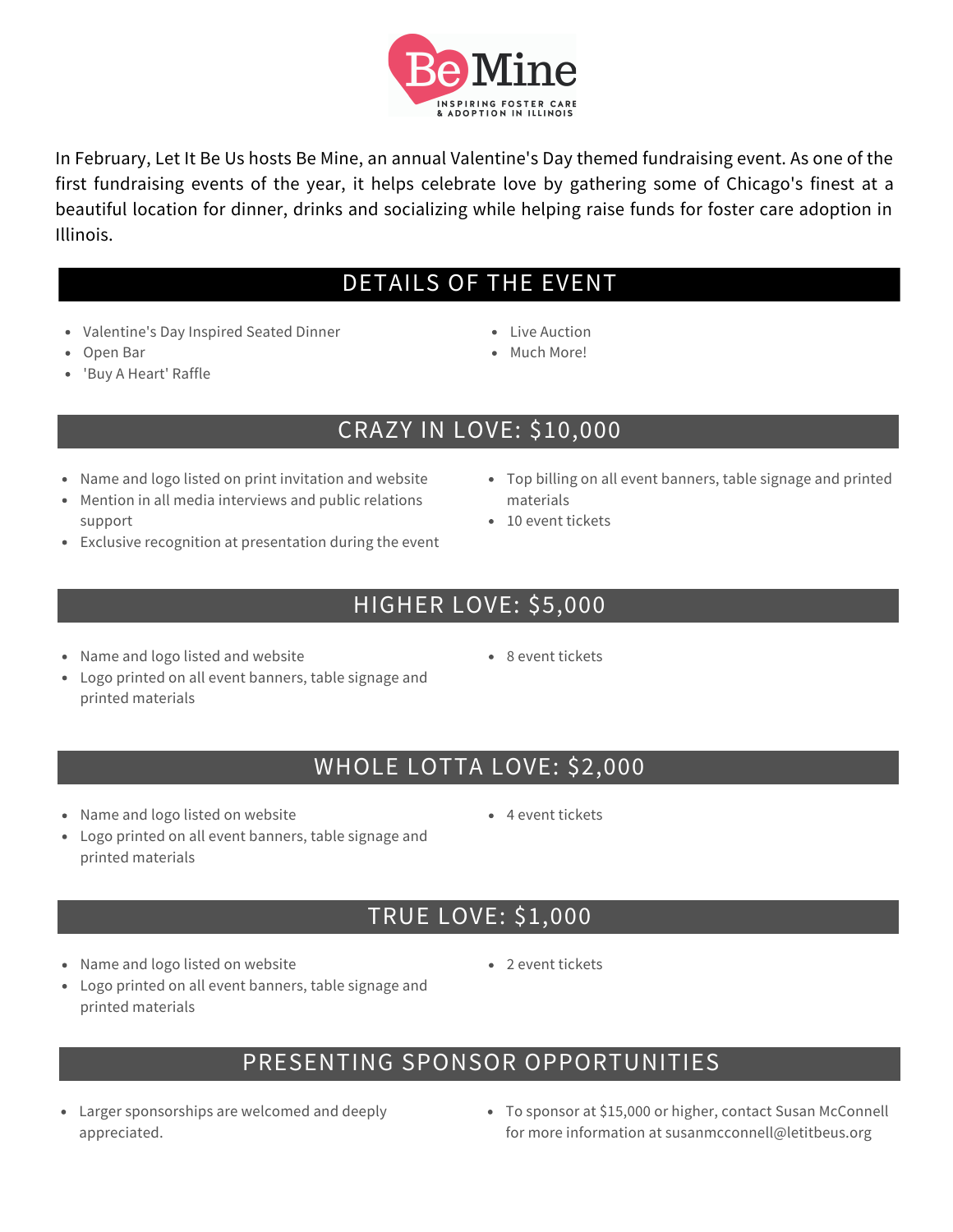# Be Mine

INSPIRING FOSTER CARE & ADOPTION IN ILLINOIS

In February, Let It Be Us hosts Be Mine, an annual Valentine's Day themed fundraising event. As one of the first fundraising events of the year, it helps celebrate love by gathering some of Chicago's finest at a beautiful location for dinner, drinks and socializing while helping raise funds for foster care adoption in Illinois.

## DETAILS OF THE EVENT

- Valentine's Day Inspired Seated Dinner
- Open Bar
- 'Buy A Heart' Raffle
- Live Auction
- Much More!

## CRAZY IN LOVE: $10,000

- Name and logo listed on print invitation and website
- Mention in all media interviews and public relations support
- Exclusive recognition at presentation during the event
- Top billing on all event banners, table signage and printed materials
- 10 event tickets

## HIGHER LOVE: $5,000

- Name and logo listed and website
- Logo printed on all event banners, table signage and printed materials
- 8 event tickets

## WHOLE LOTTA LOVE: $2,000

- Name and logo listed on website
- Logo printed on all event banners, table signage and printed materials
- 4 event tickets

## TRUE LOVE: $1,000

- Name and logo listed on website
- Logo printed on all event banners, table signage and printed materials
- 2 event tickets

## PRESENTING SPONSOR OPPORTUNITIES

- Larger sponsorships are welcomed and deeply appreciated.
- To sponsor at $15,000 or higher, contact Susan McConnell for more information at susanmcconnell@letitbeus.org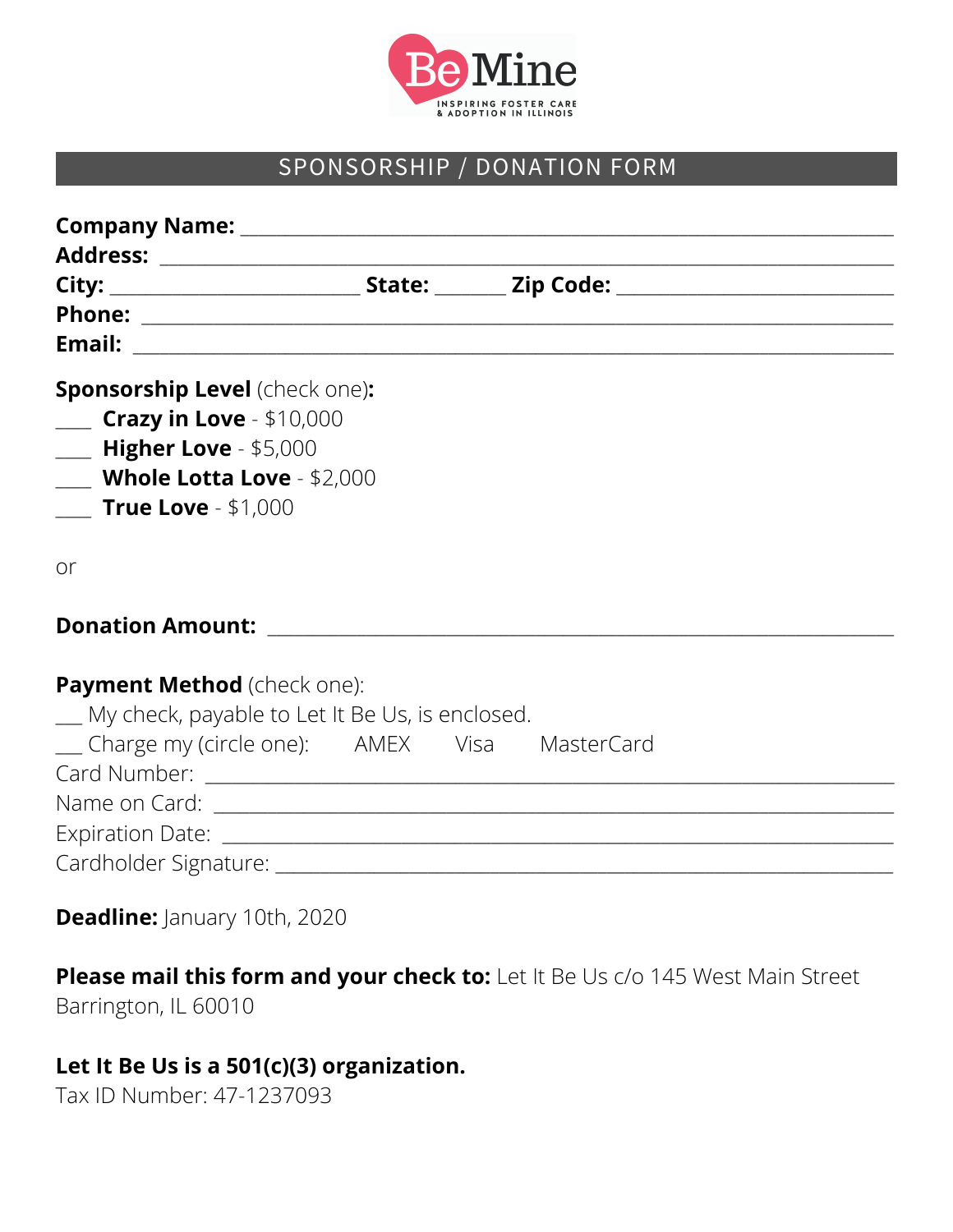Be Mine

INSPIRING FOSTER CARE & ADOPTION IN ILLINOIS

## SPONSORSHIP / DONATION FORM

**Company Name:** ____________________________________________

**Address:** ____________________________________________

**City:** ____________________ **State:** ______ **Zip Code:** ____________________

**Phone:** ____________________________________________

**Email:** ____________________________________________

**Sponsorship Level** (check one)**:**

___ **Crazy in Love** - $10,000

___ **Higher Love** - $5,000

___ **Whole Lotta Love** - $2,000

___ **True Love** - $1,000

or

**Donation Amount:** ____________________________________________

**Payment Method** (check one):

___ My check, payable to Let It Be Us, is enclosed.

___ Charge my (circle one): AMEX Visa MasterCard

Card Number: ____________________________________________

Name on Card: ____________________________________________

Expiration Date: ____________________________________________

Cardholder Signature: ____________________________________________

**Deadline:** January 10th, 2020

**Please mail this form and your check to:** Let It Be Us c/o 145 West Main Street Barrington, IL 60010

**Let It Be Us is a 501(c)(3) organization.**

Tax ID Number: 47-1237093